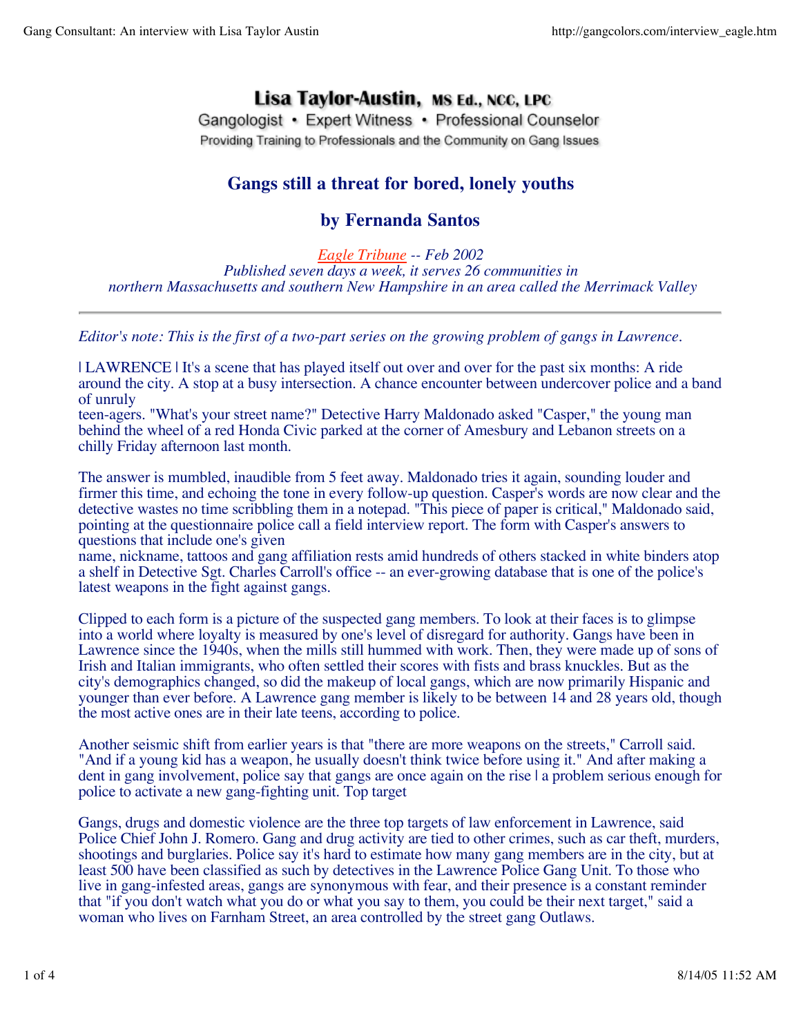**Lisa Taylor-Austin, MS Ed., NCC, LPC**

Gangologist • Expert Witness • Professional Counselor

Providing Training to Professionals and the Community on Gang Issues

# Gangs still a threat for bored, lonely youths

## by Fernanda Santos

*Eagle Tribune -- Feb 2002*
*Published seven days a week, it serves 26 communities in northern Massachusetts and southern New Hampshire in an area called the Merrimack Valley*

---

*Editor's note: This is the first of a two-part series on the growing problem of gangs in Lawrence.*

| LAWRENCE | It's a scene that has played itself out over and over for the past six months: A ride around the city. A stop at a busy intersection. A chance encounter between undercover police and a band of unruly teen-agers. "What's your street name?" Detective Harry Maldonado asked "Casper," the young man behind the wheel of a red Honda Civic parked at the corner of Amesbury and Lebanon streets on a chilly Friday afternoon last month.

The answer is mumbled, inaudible from 5 feet away. Maldonado tries it again, sounding louder and firmer this time, and echoing the tone in every follow-up question. Casper's words are now clear and the detective wastes no time scribbling them in a notepad. "This piece of paper is critical," Maldonado said, pointing at the questionnaire police call a field interview report. The form with Casper's answers to questions that include one's given name, nickname, tattoos and gang affiliation rests amid hundreds of others stacked in white binders atop a shelf in Detective Sgt. Charles Carroll's office -- an ever-growing database that is one of the police's latest weapons in the fight against gangs.

Clipped to each form is a picture of the suspected gang members. To look at their faces is to glimpse into a world where loyalty is measured by one's level of disregard for authority. Gangs have been in Lawrence since the 1940s, when the mills still hummed with work. Then, they were made up of sons of Irish and Italian immigrants, who often settled their scores with fists and brass knuckles. But as the city's demographics changed, so did the makeup of local gangs, which are now primarily Hispanic and younger than ever before. A Lawrence gang member is likely to be between 14 and 28 years old, though the most active ones are in their late teens, according to police.

Another seismic shift from earlier years is that "there are more weapons on the streets," Carroll said. "And if a young kid has a weapon, he usually doesn't think twice before using it." And after making a dent in gang involvement, police say that gangs are once again on the rise | a problem serious enough for police to activate a new gang-fighting unit. Top target

Gangs, drugs and domestic violence are the three top targets of law enforcement in Lawrence, said Police Chief John J. Romero. Gang and drug activity are tied to other crimes, such as car theft, murders, shootings and burglaries. Police say it's hard to estimate how many gang members are in the city, but at least 500 have been classified as such by detectives in the Lawrence Police Gang Unit. To those who live in gang-infested areas, gangs are synonymous with fear, and their presence is a constant reminder that "if you don't watch what you do or what you say to them, you could be their next target," said a woman who lives on Farnham Street, an area controlled by the street gang Outlaws.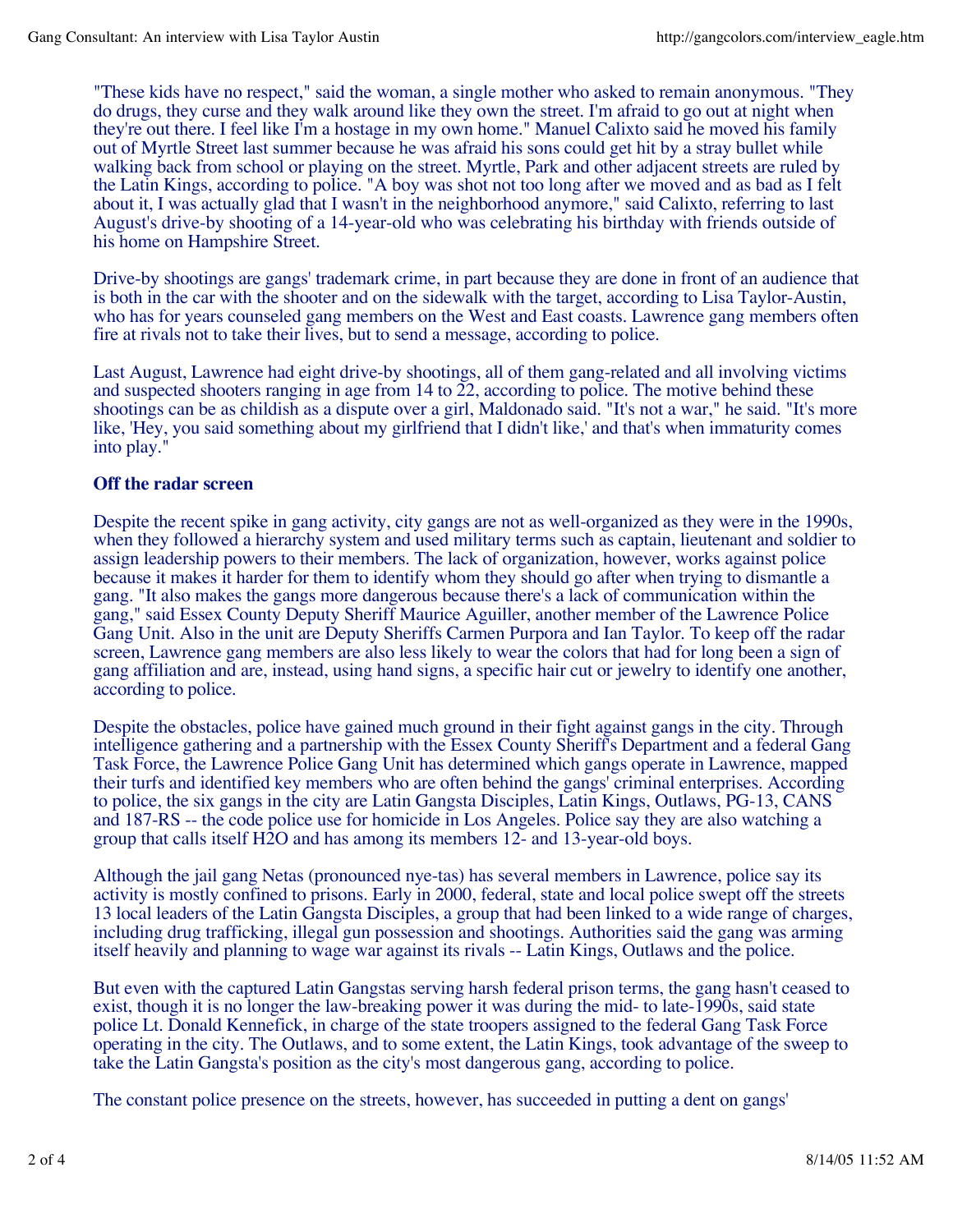"These kids have no respect," said the woman, a single mother who asked to remain anonymous. "They do drugs, they curse and they walk around like they own the street. I'm afraid to go out at night when they're out there. I feel like I'm a hostage in my own home." Manuel Calixto said he moved his family out of Myrtle Street last summer because he was afraid his sons could get hit by a stray bullet while walking back from school or playing on the street. Myrtle, Park and other adjacent streets are ruled by the Latin Kings, according to police. "A boy was shot not too long after we moved and as bad as I felt about it, I was actually glad that I wasn't in the neighborhood anymore," said Calixto, referring to last August's drive-by shooting of a 14-year-old who was celebrating his birthday with friends outside of his home on Hampshire Street.

Drive-by shootings are gangs' trademark crime, in part because they are done in front of an audience that is both in the car with the shooter and on the sidewalk with the target, according to Lisa Taylor-Austin, who has for years counseled gang members on the West and East coasts. Lawrence gang members often fire at rivals not to take their lives, but to send a message, according to police.

Last August, Lawrence had eight drive-by shootings, all of them gang-related and all involving victims and suspected shooters ranging in age from 14 to 22, according to police. The motive behind these shootings can be as childish as a dispute over a girl, Maldonado said. "It's not a war," he said. "It's more like, 'Hey, you said something about my girlfriend that I didn't like,' and that's when immaturity comes into play."

**Off the radar screen**

Despite the recent spike in gang activity, city gangs are not as well-organized as they were in the 1990s, when they followed a hierarchy system and used military terms such as captain, lieutenant and soldier to assign leadership powers to their members. The lack of organization, however, works against police because it makes it harder for them to identify whom they should go after when trying to dismantle a gang. "It also makes the gangs more dangerous because there's a lack of communication within the gang," said Essex County Deputy Sheriff Maurice Aguiller, another member of the Lawrence Police Gang Unit. Also in the unit are Deputy Sheriffs Carmen Purpora and Ian Taylor. To keep off the radar screen, Lawrence gang members are also less likely to wear the colors that had for long been a sign of gang affiliation and are, instead, using hand signs, a specific hair cut or jewelry to identify one another, according to police.

Despite the obstacles, police have gained much ground in their fight against gangs in the city. Through intelligence gathering and a partnership with the Essex County Sheriff's Department and a federal Gang Task Force, the Lawrence Police Gang Unit has determined which gangs operate in Lawrence, mapped their turfs and identified key members who are often behind the gangs' criminal enterprises. According to police, the six gangs in the city are Latin Gangsta Disciples, Latin Kings, Outlaws, PG-13, CANS and 187-RS -- the code police use for homicide in Los Angeles. Police say they are also watching a group that calls itself H2O and has among its members 12- and 13-year-old boys.

Although the jail gang Netas (pronounced nye-tas) has several members in Lawrence, police say its activity is mostly confined to prisons. Early in 2000, federal, state and local police swept off the streets 13 local leaders of the Latin Gangsta Disciples, a group that had been linked to a wide range of charges, including drug trafficking, illegal gun possession and shootings. Authorities said the gang was arming itself heavily and planning to wage war against its rivals -- Latin Kings, Outlaws and the police.

But even with the captured Latin Gangstas serving harsh federal prison terms, the gang hasn't ceased to exist, though it is no longer the law-breaking power it was during the mid- to late-1990s, said state police Lt. Donald Kennefick, in charge of the state troopers assigned to the federal Gang Task Force operating in the city. The Outlaws, and to some extent, the Latin Kings, took advantage of the sweep to take the Latin Gangsta's position as the city's most dangerous gang, according to police.

The constant police presence on the streets, however, has succeeded in putting a dent on gangs'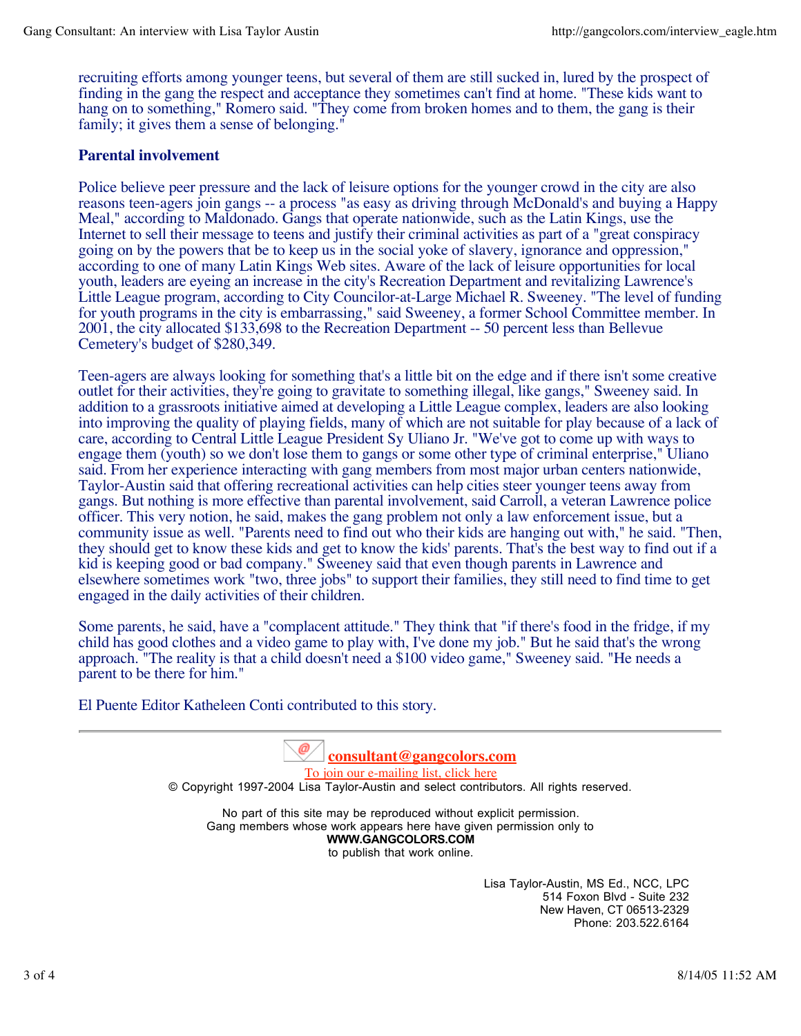recruiting efforts among younger teens, but several of them are still sucked in, lured by the prospect of finding in the gang the respect and acceptance they sometimes can't find at home. "These kids want to hang on to something," Romero said. "They come from broken homes and to them, the gang is their family; it gives them a sense of belonging."

**Parental involvement**

Police believe peer pressure and the lack of leisure options for the younger crowd in the city are also reasons teen-agers join gangs -- a process "as easy as driving through McDonald's and buying a Happy Meal," according to Maldonado. Gangs that operate nationwide, such as the Latin Kings, use the Internet to sell their message to teens and justify their criminal activities as part of a "great conspiracy going on by the powers that be to keep us in the social yoke of slavery, ignorance and oppression," according to one of many Latin Kings Web sites. Aware of the lack of leisure opportunities for local youth, leaders are eyeing an increase in the city's Recreation Department and revitalizing Lawrence's Little League program, according to City Councilor-at-Large Michael R. Sweeney. "The level of funding for youth programs in the city is embarrassing," said Sweeney, a former School Committee member. In 2001, the city allocated $133,698 to the Recreation Department -- 50 percent less than Bellevue Cemetery's budget of $280,349.

Teen-agers are always looking for something that's a little bit on the edge and if there isn't some creative outlet for their activities, they're going to gravitate to something illegal, like gangs," Sweeney said. In addition to a grassroots initiative aimed at developing a Little League complex, leaders are also looking into improving the quality of playing fields, many of which are not suitable for play because of a lack of care, according to Central Little League President Sy Uliano Jr. "We've got to come up with ways to engage them (youth) so we don't lose them to gangs or some other type of criminal enterprise," Uliano said. From her experience interacting with gang members from most major urban centers nationwide, Taylor-Austin said that offering recreational activities can help cities steer younger teens away from gangs. But nothing is more effective than parental involvement, said Carroll, a veteran Lawrence police officer. This very notion, he said, makes the gang problem not only a law enforcement issue, but a community issue as well. "Parents need to find out who their kids are hanging out with," he said. "Then, they should get to know these kids and get to know the kids' parents. That's the best way to find out if a kid is keeping good or bad company." Sweeney said that even though parents in Lawrence and elsewhere sometimes work "two, three jobs" to support their families, they still need to find time to get engaged in the daily activities of their children.

Some parents, he said, have a "complacent attitude." They think that "if there's food in the fridge, if my child has good clothes and a video game to play with, I've done my job." But he said that's the wrong approach. "The reality is that a child doesn't need a $100 video game," Sweeney said. "He needs a parent to be there for him."

El Puente Editor Katheleen Conti contributed to this story.

---

**consultant@gangcolors.com**

To join our e-mailing list, click here

© Copyright 1997-2004 Lisa Taylor-Austin and select contributors. All rights reserved.

No part of this site may be reproduced without explicit permission.
Gang members whose work appears here have given permission only to
**WWW.GANGCOLORS.COM**
to publish that work online.

Lisa Taylor-Austin, MS Ed., NCC, LPC
514 Foxon Blvd - Suite 232
New Haven, CT 06513-2329
Phone: 203.522.6164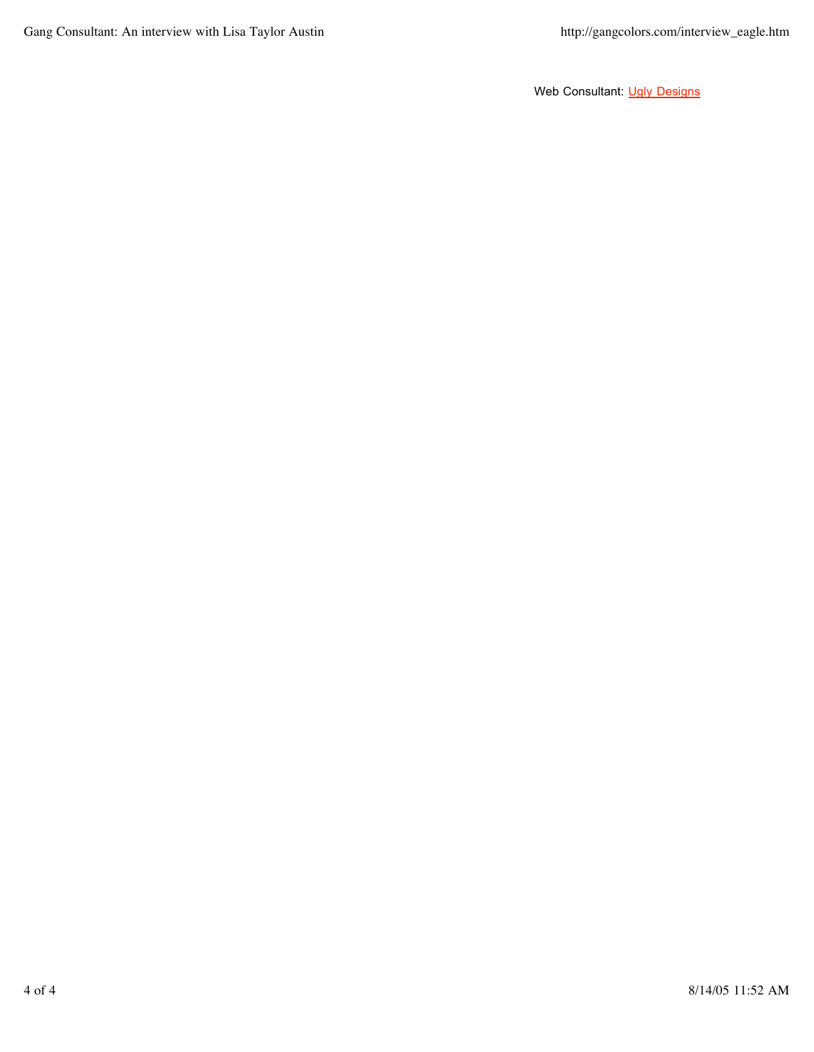Web Consultant: [Ugly Designs]